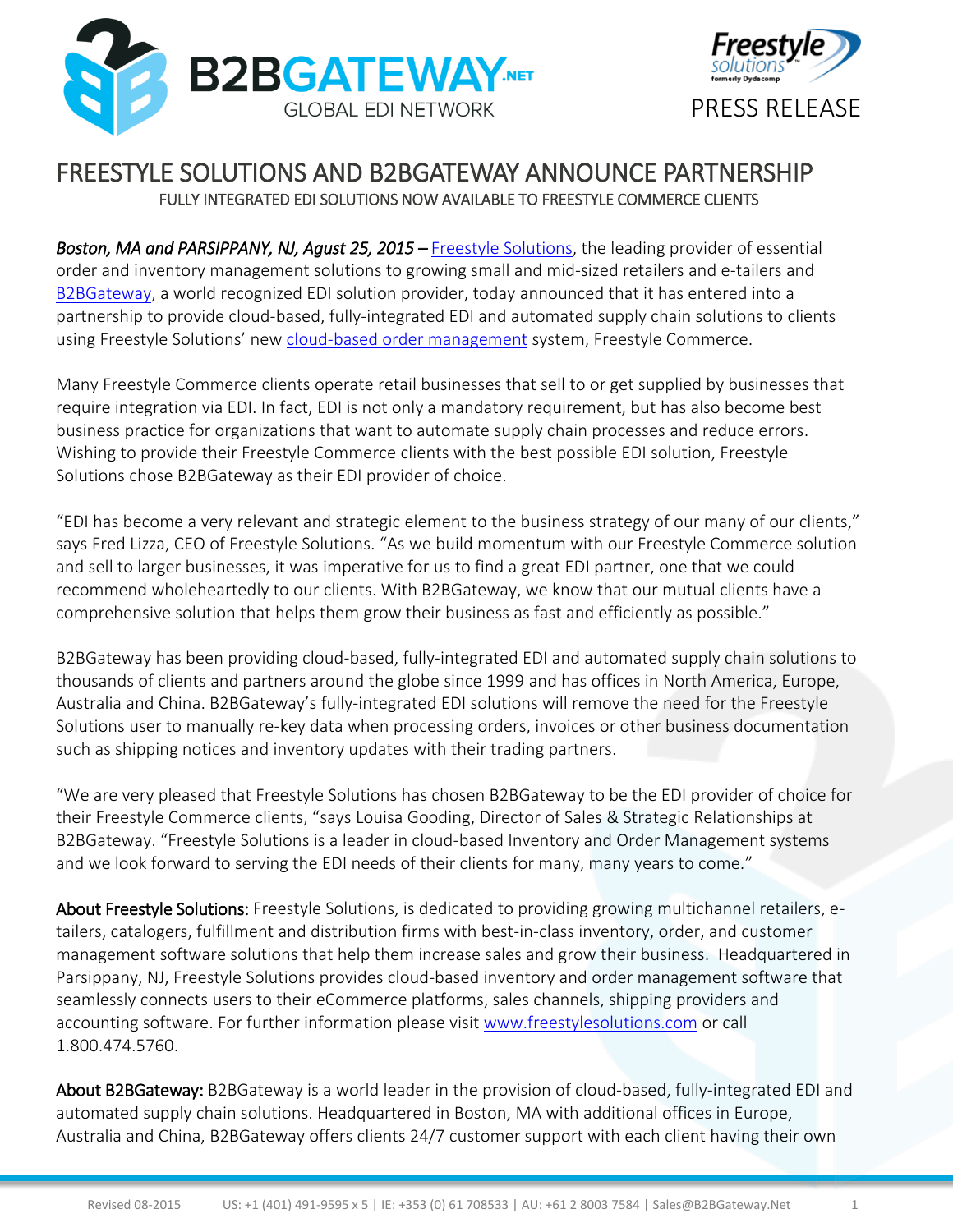B2BGATEWAY.NET
GLOBAL EDI NETWORK

Freestyle solutions
formerly Dydacomp

PRESS RELEASE

# FREESTYLE SOLUTIONS AND B2BGATEWAY ANNOUNCE PARTNERSHIP

FULLY INTEGRATED EDI SOLUTIONS NOW AVAILABLE TO FREESTYLE COMMERCE CLIENTS

*Boston, MA and PARSIPPANY, NJ, Agust 25, 2015* – [Freestyle Solutions](), the leading provider of essential order and inventory management solutions to growing small and mid-sized retailers and e-tailers and [B2BGateway](), a world recognized EDI solution provider, today announced that it has entered into a partnership to provide cloud-based, fully-integrated EDI and automated supply chain solutions to clients using Freestyle Solutions' new [cloud-based order management]() system, Freestyle Commerce.

Many Freestyle Commerce clients operate retail businesses that sell to or get supplied by businesses that require integration via EDI. In fact, EDI is not only a mandatory requirement, but has also become best business practice for organizations that want to automate supply chain processes and reduce errors. Wishing to provide their Freestyle Commerce clients with the best possible EDI solution, Freestyle Solutions chose B2BGateway as their EDI provider of choice.

"EDI has become a very relevant and strategic element to the business strategy of our many of our clients," says Fred Lizza, CEO of Freestyle Solutions. "As we build momentum with our Freestyle Commerce solution and sell to larger businesses, it was imperative for us to find a great EDI partner, one that we could recommend wholeheartedly to our clients. With B2BGateway, we know that our mutual clients have a comprehensive solution that helps them grow their business as fast and efficiently as possible."

B2BGateway has been providing cloud-based, fully-integrated EDI and automated supply chain solutions to thousands of clients and partners around the globe since 1999 and has offices in North America, Europe, Australia and China. B2BGateway's fully-integrated EDI solutions will remove the need for the Freestyle Solutions user to manually re-key data when processing orders, invoices or other business documentation such as shipping notices and inventory updates with their trading partners.

"We are very pleased that Freestyle Solutions has chosen B2BGateway to be the EDI provider of choice for their Freestyle Commerce clients, "says Louisa Gooding, Director of Sales & Strategic Relationships at B2BGateway. "Freestyle Solutions is a leader in cloud-based Inventory and Order Management systems and we look forward to serving the EDI needs of their clients for many, many years to come."

**About Freestyle Solutions:** Freestyle Solutions, is dedicated to providing growing multichannel retailers, e-tailers, catalogers, fulfillment and distribution firms with best-in-class inventory, order, and customer management software solutions that help them increase sales and grow their business. Headquartered in Parsippany, NJ, Freestyle Solutions provides cloud-based inventory and order management software that seamlessly connects users to their eCommerce platforms, sales channels, shipping providers and accounting software. For further information please visit [www.freestylesolutions.com]() or call 1.800.474.5760.

**About B2BGateway:** B2BGateway is a world leader in the provision of cloud-based, fully-integrated EDI and automated supply chain solutions. Headquartered in Boston, MA with additional offices in Europe, Australia and China, B2BGateway offers clients 24/7 customer support with each client having their own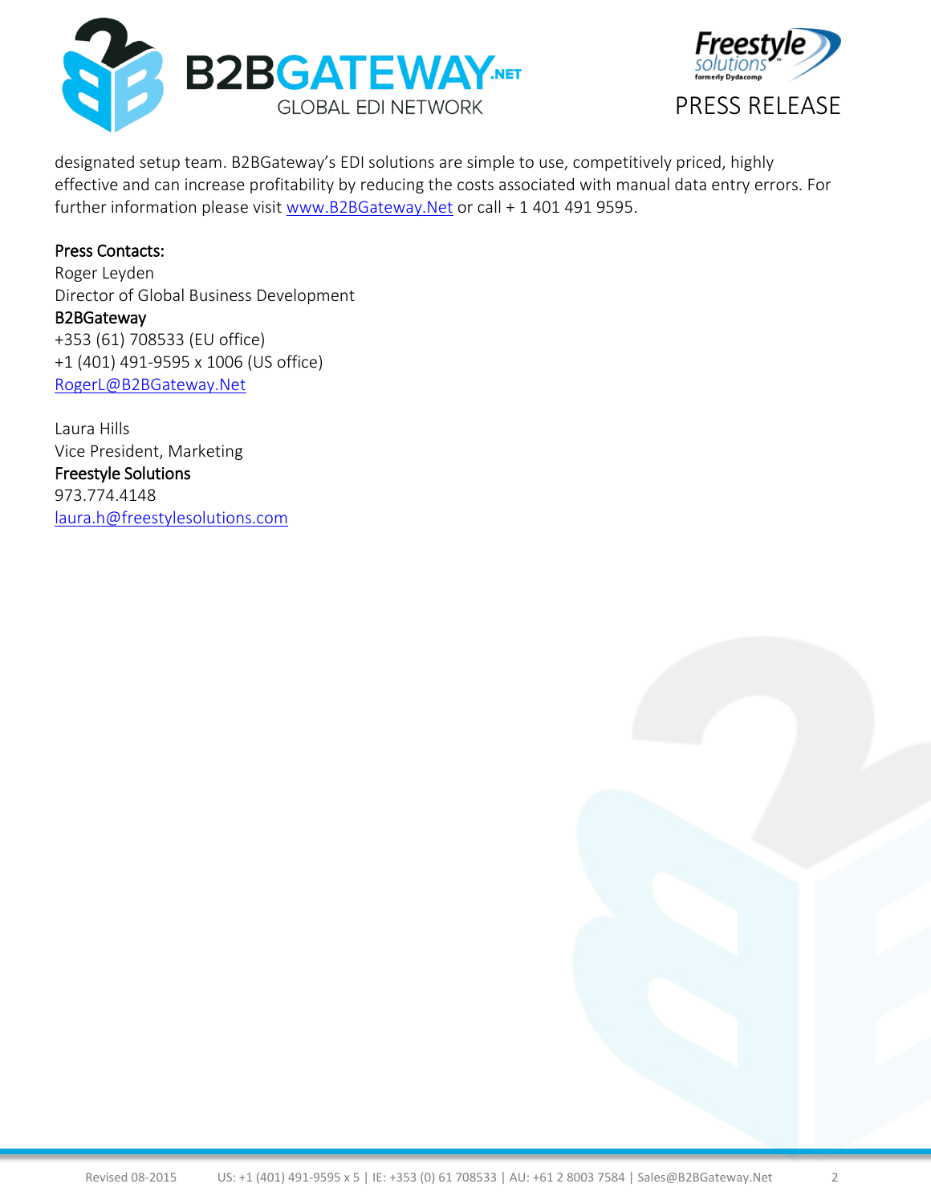designated setup team. B2BGateway's EDI solutions are simple to use, competitively priced, highly effective and can increase profitability by reducing the costs associated with manual data entry errors. For further information please visit www.B2BGateway.Net or call + 1 401 491 9595.

**Press Contacts:**

Roger Leyden
Director of Global Business Development
**B2BGateway**
+353 (61) 708533 (EU office)
+1 (401) 491-9595 x 1006 (US office)
RogerL@B2BGateway.Net

Laura Hills
Vice President, Marketing
**Freestyle Solutions**
973.774.4148
laura.h@freestylesolutions.com